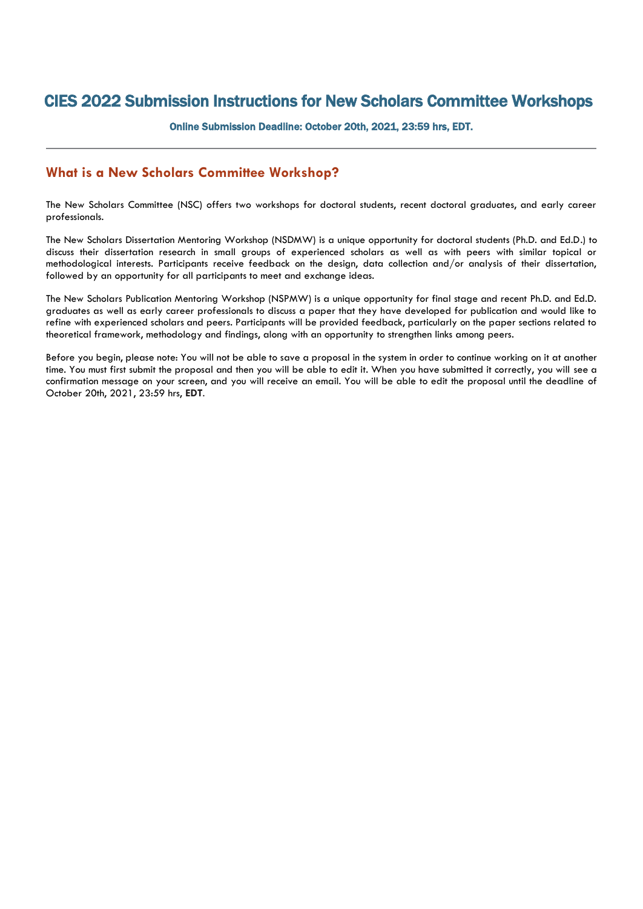# CIES 2022 Submission Instructions for New Scholars Committee Workshops

**Online Submission Deadline: October 20th, 2021, 23:59 hrs, EDT.**

---

## What is a New Scholars Committee Workshop?

The New Scholars Committee (NSC) offers two workshops for doctoral students, recent doctoral graduates, and early career professionals.

The New Scholars Dissertation Mentoring Workshop (NSDMW) is a unique opportunity for doctoral students (Ph.D. and Ed.D.) to discuss their dissertation research in small groups of experienced scholars as well as with peers with similar topical or methodological interests. Participants receive feedback on the design, data collection and/or analysis of their dissertation, followed by an opportunity for all participants to meet and exchange ideas.

The New Scholars Publication Mentoring Workshop (NSPMW) is a unique opportunity for final stage and recent Ph.D. and Ed.D. graduates as well as early career professionals to discuss a paper that they have developed for publication and would like to refine with experienced scholars and peers. Participants will be provided feedback, particularly on the paper sections related to theoretical framework, methodology and findings, along with an opportunity to strengthen links among peers.

Before you begin, please note: You will not be able to save a proposal in the system in order to continue working on it at another time. You must first submit the proposal and then you will be able to edit it. When you have submitted it correctly, you will see a confirmation message on your screen, and you will receive an email. You will be able to edit the proposal until the deadline of October 20th, 2021, 23:59 hrs, **EDT**.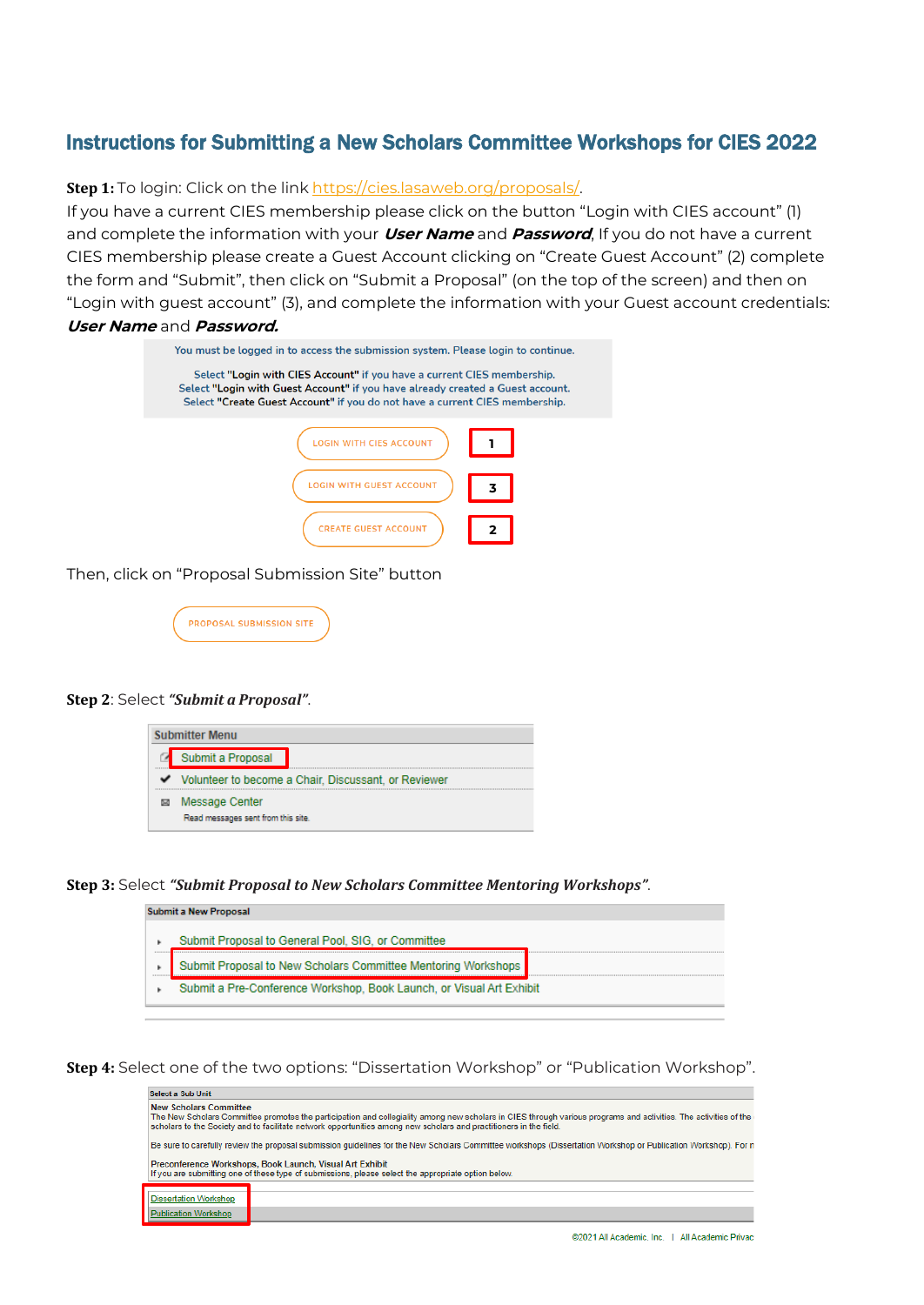## Instructions for Submitting a New Scholars Committee Workshops for CIES 2022

**Step 1:** To login: Click on the link https://cies.lasaweb.org/proposals/.
If you have a current CIES membership please click on the button "Login with CIES account" (1) and complete the information with your ***User Name*** and ***Password***, If you do not have a current CIES membership please create a Guest Account clicking on "Create Guest Account" (2) complete the form and "Submit", then click on "Submit a Proposal" (on the top of the screen) and then on "Login with guest account" (3), and complete the information with your Guest account credentials: ***User Name*** and ***Password.***

You must be logged in to access the submission system. Please login to continue.

Select **"Login with CIES Account"** if you have a current CIES membership.
Select **"Login with Guest Account"** if you have already created a Guest account.
Select **"Create Guest Account"** if you do not have a current CIES membership.

LOGIN WITH CIES ACCOUNT — 1

LOGIN WITH GUEST ACCOUNT — 3

CREATE GUEST ACCOUNT — 2

Then, click on "Proposal Submission Site" button

PROPOSAL SUBMISSION SITE

**Step 2**: Select ***"Submit a Proposal"***.

Submitter Menu
- Submit a Proposal
- Volunteer to become a Chair, Discussant, or Reviewer
- Message Center
  Read messages sent from this site.

**Step 3:** Select ***"Submit Proposal to New Scholars Committee Mentoring Workshops"***.

Submit a New Proposal
- Submit Proposal to General Pool, SIG, or Committee
- Submit Proposal to New Scholars Committee Mentoring Workshops
- Submit a Pre-Conference Workshop, Book Launch, or Visual Art Exhibit

**Step 4:** Select one of the two options: "Dissertation Workshop" or "Publication Workshop".

Select a Sub Unit

New Scholars Committee
The New Scholars Committee promotes the participation and collegiality among new scholars in CIES through various programs and activities. The activities of the scholars to the Society and to facilitate network opportunities among new scholars and practitioners in the field.

Be sure to carefully review the proposal submission guidelines for the New Scholars Committee workshops (Dissertation Workshop or Publication Workshop). For m

Preconference Workshops, Book Launch, Visual Art Exhibit
If you are submitting one of these type of submissions, please select the appropriate option below.

Dissertation Workshop
Publication Workshop

©2021 All Academic, Inc. | All Academic Privac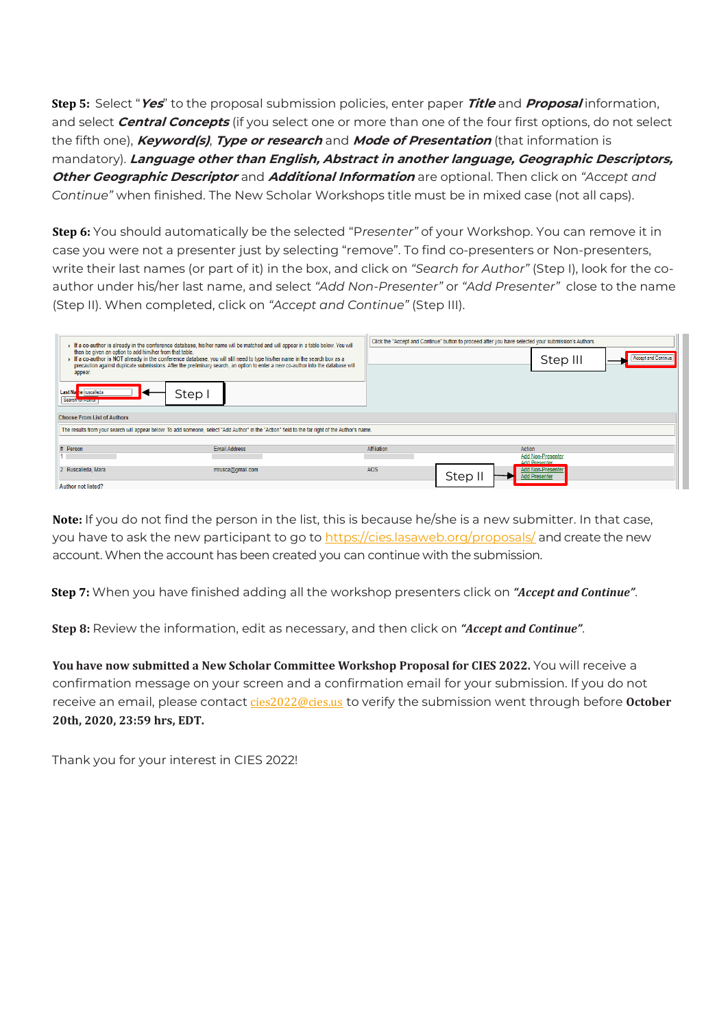**Step 5:** Select "***Yes***" to the proposal submission policies, enter paper ***Title*** and ***Proposal*** information, and select ***Central Concepts*** (if you select one or more than one of the four first options, do not select the fifth one), ***Keyword(s)***, ***Type or research*** and ***Mode of Presentation*** (that information is mandatory). ***Language other than English, Abstract in another language, Geographic Descriptors, Other Geographic Descriptor*** and ***Additional Information*** are optional. Then click on *"Accept and Continue"* when finished. The New Scholar Workshops title must be in mixed case (not all caps).

**Step 6:** You should automatically be the selected "P*resenter"* of your Workshop. You can remove it in case you were not a presenter just by selecting "remove". To find co-presenters or Non-presenters, write their last names (or part of it) in the box, and click on *"Search for Author"* (Step I), look for the co-author under his/her last name, and select *"Add Non-Presenter"* or *"Add Presenter"* close to the name (Step II). When completed, click on *"Accept and Continue"* (Step III).

**Note:** If you do not find the person in the list, this is because he/she is a new submitter. In that case, you have to ask the new participant to go to https://cies.lasaweb.org/proposals/ and create the new account. When the account has been created you can continue with the submission.

**Step 7:** When you have finished adding all the workshop presenters click on ***"Accept and Continue"***.

**Step 8:** Review the information, edit as necessary, and then click on ***"Accept and Continue"***.

**You have now submitted a New Scholar Committee Workshop Proposal for CIES 2022.** You will receive a confirmation message on your screen and a confirmation email for your submission. If you do not receive an email, please contact cies2022@cies.us to verify the submission went through before **October 20th, 2020, 23:59 hrs, EDT.**

Thank you for your interest in CIES 2022!